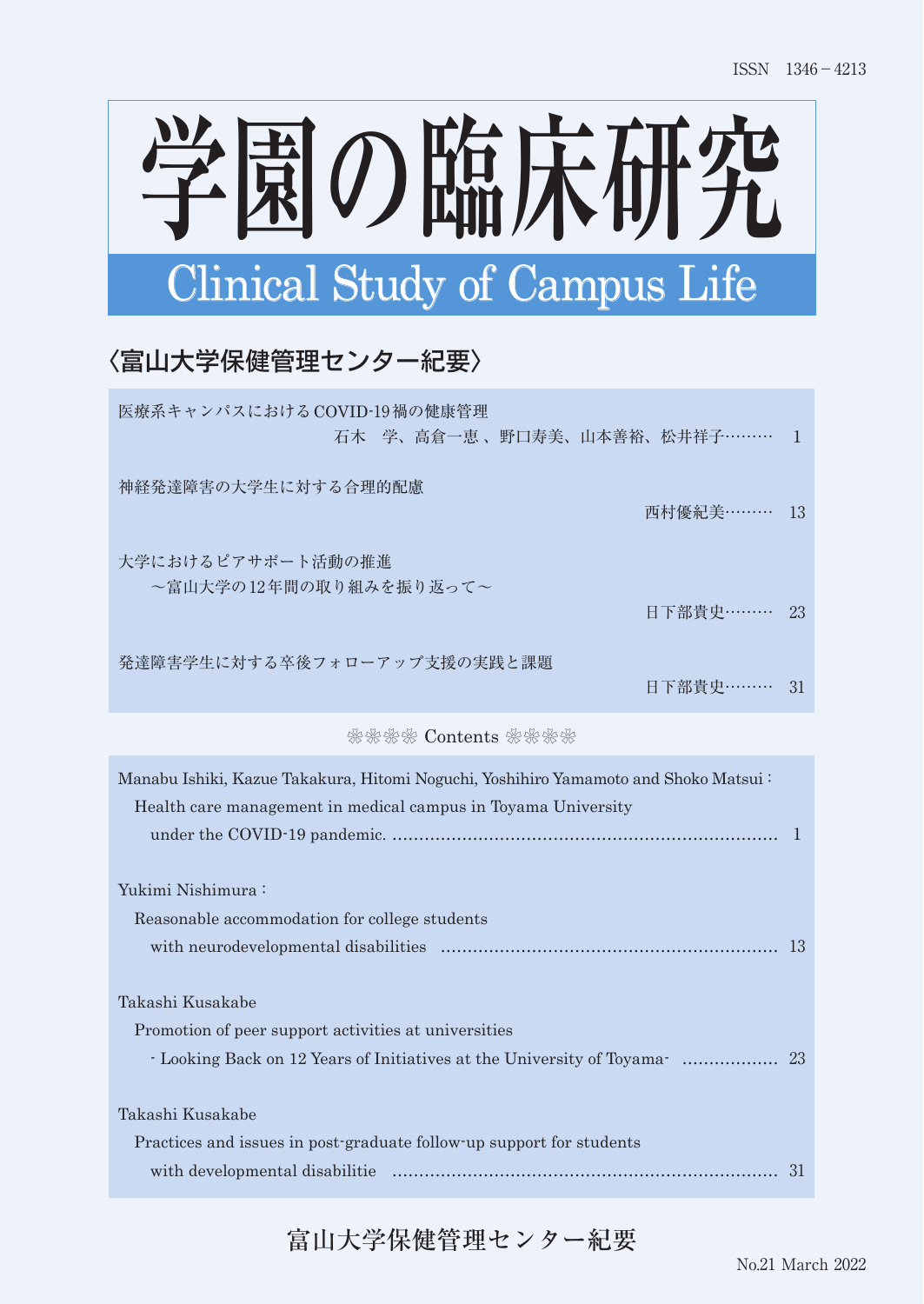ISSN　1346－4213

# 学園の臨床研究

## Clinical Study of Campus Life

### 〈富山大学保健管理センター紀要〉

医療系キャンパスにおけるCOVID-19禍の健康管理
石木　学、高倉一恵、野口寿美、山本善裕、松井祥子……… 1

神経発達障害の大学生に対する合理的配慮
西村優紀美……… 13

大学におけるピアサポート活動の推進
～富山大学の12年間の取り組みを振り返って～
日下部貴史……… 23

発達障害学生に対する卒後フォローアップ支援の実践と課題
日下部貴史……… 31

❀❀❀❀ Contents ❀❀❀❀

Manabu Ishiki, Kazue Takakura, Hitomi Noguchi, Yoshihiro Yamamoto and Shoko Matsui：
Health care management in medical campus in Toyama University
under the COVID-19 pandemic. ........................................................................ 1

Yukimi Nishimura：
Reasonable accommodation for college students
with neurodevelopmental disabilities .............................................................. 13

Takashi Kusakabe
Promotion of peer support activities at universities
- Looking Back on 12 Years of Initiatives at the University of Toyama- .................. 23

Takashi Kusakabe
Practices and issues in post-graduate follow-up support for students
with developmental disabilitie ....................................................................... 31

富山大学保健管理センター紀要

No.21 March 2022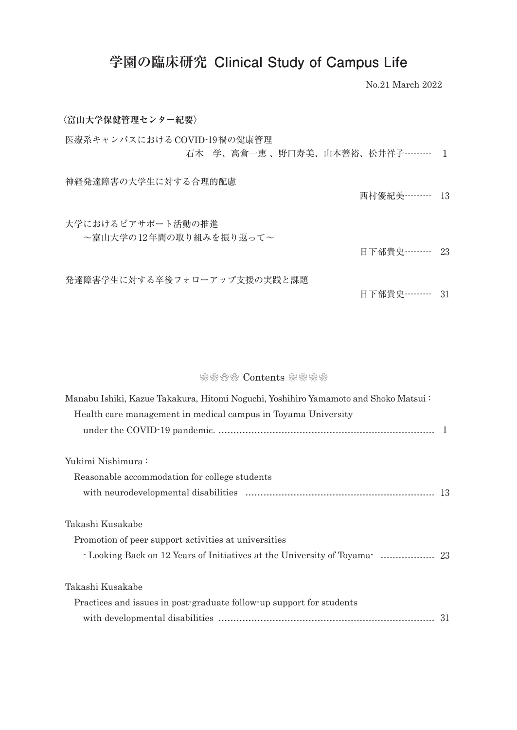# 学園の臨床研究 Clinical Study of Campus Life

No.21 March 2022

**〈富山大学保健管理センター紀要〉**

医療系キャンパスにおけるCOVID-19禍の健康管理
石木　学、高倉一恵 、野口寿美、山本善裕、松井祥子……… 1

神経発達障害の大学生に対する合理的配慮
西村優紀美……… 13

大学におけるピアサポート活動の推進
〜富山大学の12年間の取り組みを振り返って〜
日下部貴史……… 23

発達障害学生に対する卒後フォローアップ支援の実践と課題
日下部貴史……… 31

## ❀❀❀❀ Contents ❀❀❀❀

Manabu Ishiki, Kazue Takakura, Hitomi Noguchi, Yoshihiro Yamamoto and Shoko Matsui :
Health care management in medical campus in Toyama University
under the COVID-19 pandemic. ........................................................................ 1

Yukimi Nishimura :
Reasonable accommodation for college students
with neurodevelopmental disabilities ............................................................... 13

Takashi Kusakabe
Promotion of peer support activities at universities
- Looking Back on 12 Years of Initiatives at the University of Toyama- .................. 23

Takashi Kusakabe
Practices and issues in post-graduate follow-up support for students
with developmental disabilities ........................................................................ 31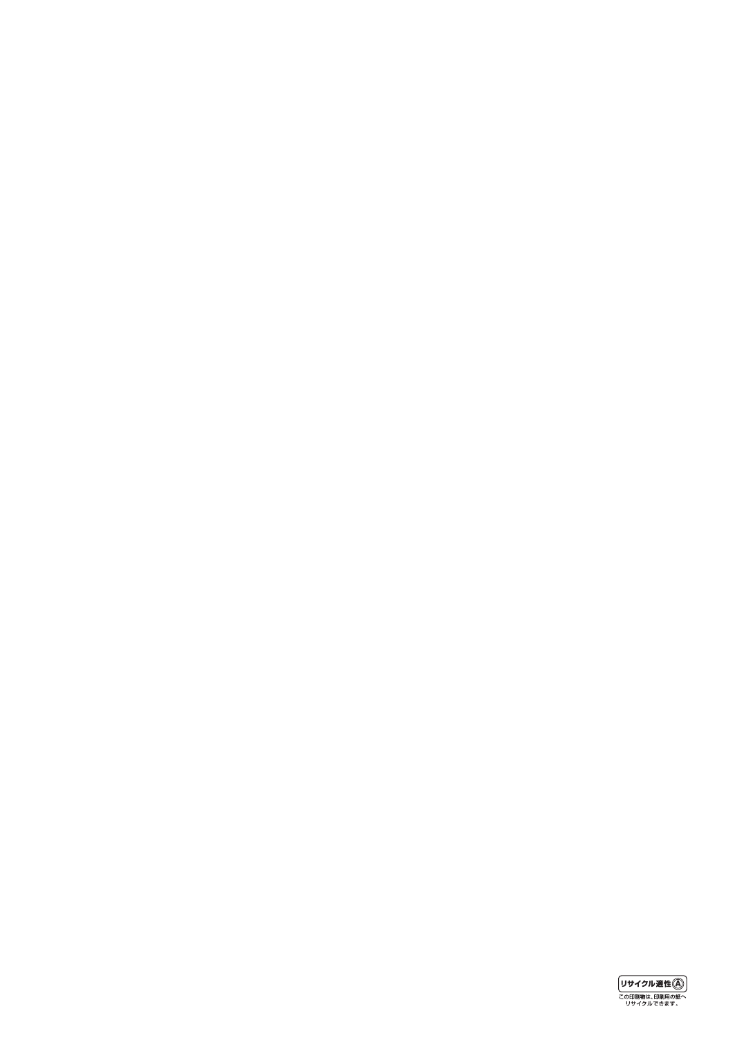リサイクル適性Ⓐ

この印刷物は、印刷用の紙へリサイクルできます。